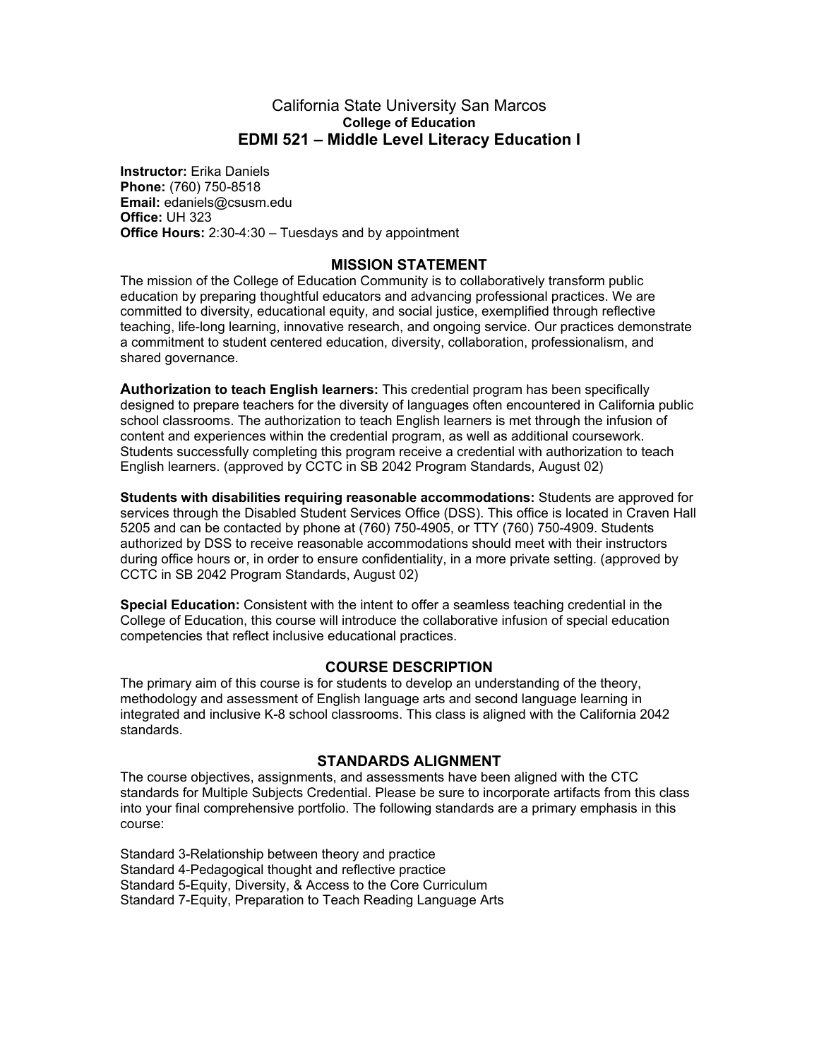# California State University San Marcos

**College of Education**

## EDMI 521 – Middle Level Literacy Education I

**Instructor:** Erika Daniels
**Phone:** (760) 750-8518
**Email:** edaniels@csusm.edu
**Office:** UH 323
**Office Hours:** 2:30-4:30 – Tuesdays and by appointment

### MISSION STATEMENT

The mission of the College of Education Community is to collaboratively transform public education by preparing thoughtful educators and advancing professional practices. We are committed to diversity, educational equity, and social justice, exemplified through reflective teaching, life-long learning, innovative research, and ongoing service. Our practices demonstrate a commitment to student centered education, diversity, collaboration, professionalism, and shared governance.

**Authorization to teach English learners:** This credential program has been specifically designed to prepare teachers for the diversity of languages often encountered in California public school classrooms. The authorization to teach English learners is met through the infusion of content and experiences within the credential program, as well as additional coursework. Students successfully completing this program receive a credential with authorization to teach English learners. (approved by CCTC in SB 2042 Program Standards, August 02)

**Students with disabilities requiring reasonable accommodations:** Students are approved for services through the Disabled Student Services Office (DSS). This office is located in Craven Hall 5205 and can be contacted by phone at (760) 750-4905, or TTY (760) 750-4909. Students authorized by DSS to receive reasonable accommodations should meet with their instructors during office hours or, in order to ensure confidentiality, in a more private setting. (approved by CCTC in SB 2042 Program Standards, August 02)

**Special Education:** Consistent with the intent to offer a seamless teaching credential in the College of Education, this course will introduce the collaborative infusion of special education competencies that reflect inclusive educational practices.

### COURSE DESCRIPTION

The primary aim of this course is for students to develop an understanding of the theory, methodology and assessment of English language arts and second language learning in integrated and inclusive K-8 school classrooms. This class is aligned with the California 2042 standards.

### STANDARDS ALIGNMENT

The course objectives, assignments, and assessments have been aligned with the CTC standards for Multiple Subjects Credential. Please be sure to incorporate artifacts from this class into your final comprehensive portfolio. The following standards are a primary emphasis in this course:

Standard 3-Relationship between theory and practice
Standard 4-Pedagogical thought and reflective practice
Standard 5-Equity, Diversity, & Access to the Core Curriculum
Standard 7-Equity, Preparation to Teach Reading Language Arts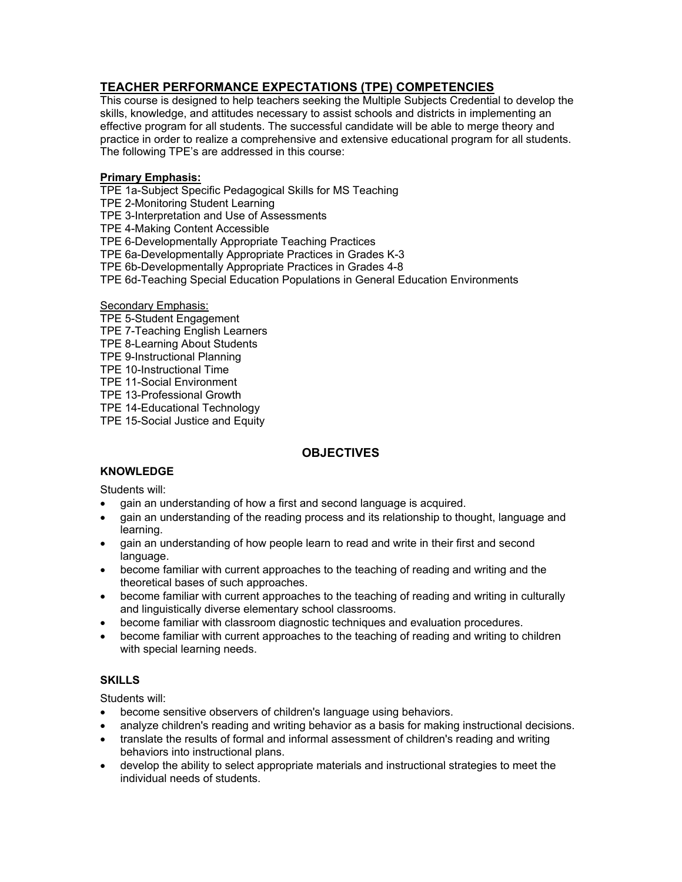## TEACHER PERFORMANCE EXPECTATIONS (TPE) COMPETENCIES

This course is designed to help teachers seeking the Multiple Subjects Credential to develop the skills, knowledge, and attitudes necessary to assist schools and districts in implementing an effective program for all students. The successful candidate will be able to merge theory and practice in order to realize a comprehensive and extensive educational program for all students. The following TPE's are addressed in this course:

**Primary Emphasis:**

TPE 1a-Subject Specific Pedagogical Skills for MS Teaching
TPE 2-Monitoring Student Learning
TPE 3-Interpretation and Use of Assessments
TPE 4-Making Content Accessible
TPE 6-Developmentally Appropriate Teaching Practices
TPE 6a-Developmentally Appropriate Practices in Grades K-3
TPE 6b-Developmentally Appropriate Practices in Grades 4-8
TPE 6d-Teaching Special Education Populations in General Education Environments

Secondary Emphasis:

TPE 5-Student Engagement
TPE 7-Teaching English Learners
TPE 8-Learning About Students
TPE 9-Instructional Planning
TPE 10-Instructional Time
TPE 11-Social Environment
TPE 13-Professional Growth
TPE 14-Educational Technology
TPE 15-Social Justice and Equity

## OBJECTIVES

### KNOWLEDGE

Students will:

- gain an understanding of how a first and second language is acquired.
- gain an understanding of the reading process and its relationship to thought, language and learning.
- gain an understanding of how people learn to read and write in their first and second language.
- become familiar with current approaches to the teaching of reading and writing and the theoretical bases of such approaches.
- become familiar with current approaches to the teaching of reading and writing in culturally and linguistically diverse elementary school classrooms.
- become familiar with classroom diagnostic techniques and evaluation procedures.
- become familiar with current approaches to the teaching of reading and writing to children with special learning needs.

### SKILLS

Students will:

- become sensitive observers of children's language using behaviors.
- analyze children's reading and writing behavior as a basis for making instructional decisions.
- translate the results of formal and informal assessment of children's reading and writing behaviors into instructional plans.
- develop the ability to select appropriate materials and instructional strategies to meet the individual needs of students.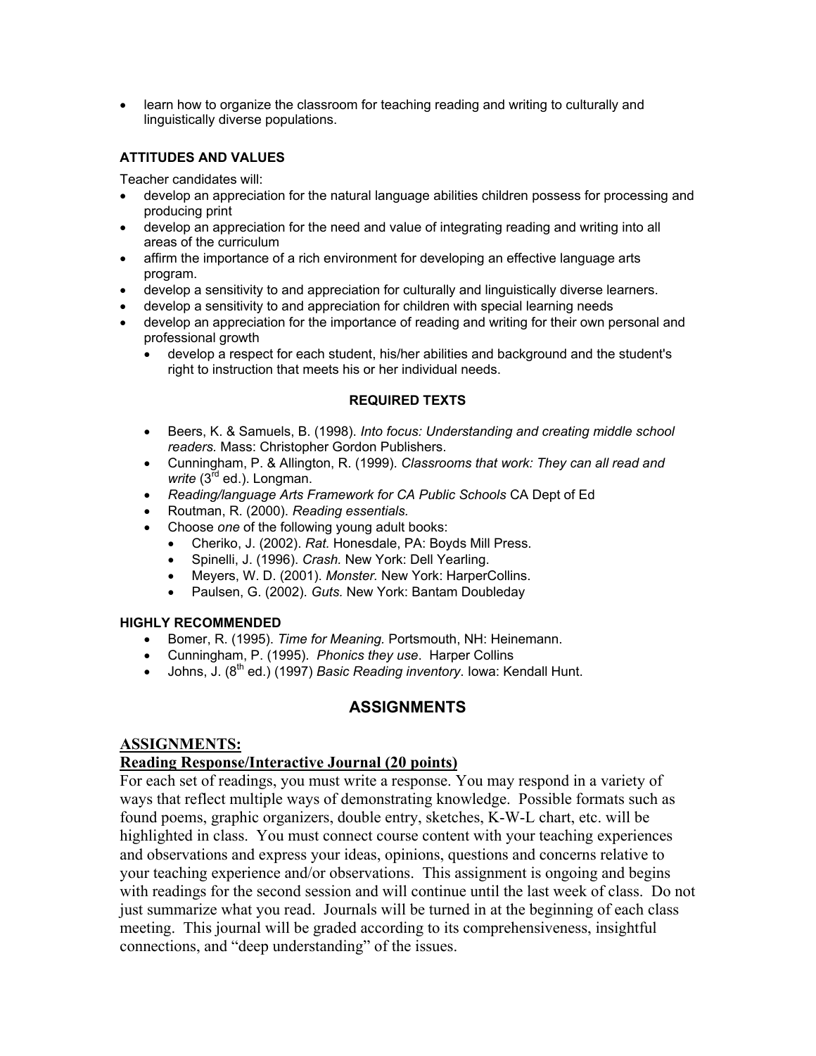- learn how to organize the classroom for teaching reading and writing to culturally and linguistically diverse populations.

#### ATTITUDES AND VALUES

Teacher candidates will:

- develop an appreciation for the natural language abilities children possess for processing and producing print
- develop an appreciation for the need and value of integrating reading and writing into all areas of the curriculum
- affirm the importance of a rich environment for developing an effective language arts program.
- develop a sensitivity to and appreciation for culturally and linguistically diverse learners.
- develop a sensitivity to and appreciation for children with special learning needs
- develop an appreciation for the importance of reading and writing for their own personal and professional growth
  - develop a respect for each student, his/her abilities and background and the student's right to instruction that meets his or her individual needs.

#### REQUIRED TEXTS

- Beers, K. & Samuels, B. (1998). *Into focus: Understanding and creating middle school readers.* Mass: Christopher Gordon Publishers.
- Cunningham, P. & Allington, R. (1999). *Classrooms that work: They can all read and write* (3rd ed.). Longman.
- *Reading/language Arts Framework for CA Public Schools* CA Dept of Ed
- Routman, R. (2000). *Reading essentials.*
- Choose *one* of the following young adult books:
  - Cheriko, J. (2002). *Rat.* Honesdale, PA: Boyds Mill Press.
  - Spinelli, J. (1996). *Crash.* New York: Dell Yearling.
  - Meyers, W. D. (2001). *Monster.* New York: HarperCollins.
  - Paulsen, G. (2002). *Guts.* New York: Bantam Doubleday

#### HIGHLY RECOMMENDED

- Bomer, R. (1995). *Time for Meaning.* Portsmouth, NH: Heinemann.
- Cunningham, P. (1995). *Phonics they use*. Harper Collins
- Johns, J. (8th ed.) (1997) *Basic Reading inventory*. Iowa: Kendall Hunt.

## ASSIGNMENTS

### ASSIGNMENTS:

### Reading Response/Interactive Journal (20 points)

For each set of readings, you must write a response. You may respond in a variety of ways that reflect multiple ways of demonstrating knowledge. Possible formats such as found poems, graphic organizers, double entry, sketches, K-W-L chart, etc. will be highlighted in class. You must connect course content with your teaching experiences and observations and express your ideas, opinions, questions and concerns relative to your teaching experience and/or observations. This assignment is ongoing and begins with readings for the second session and will continue until the last week of class. Do not just summarize what you read. Journals will be turned in at the beginning of each class meeting. This journal will be graded according to its comprehensiveness, insightful connections, and "deep understanding" of the issues.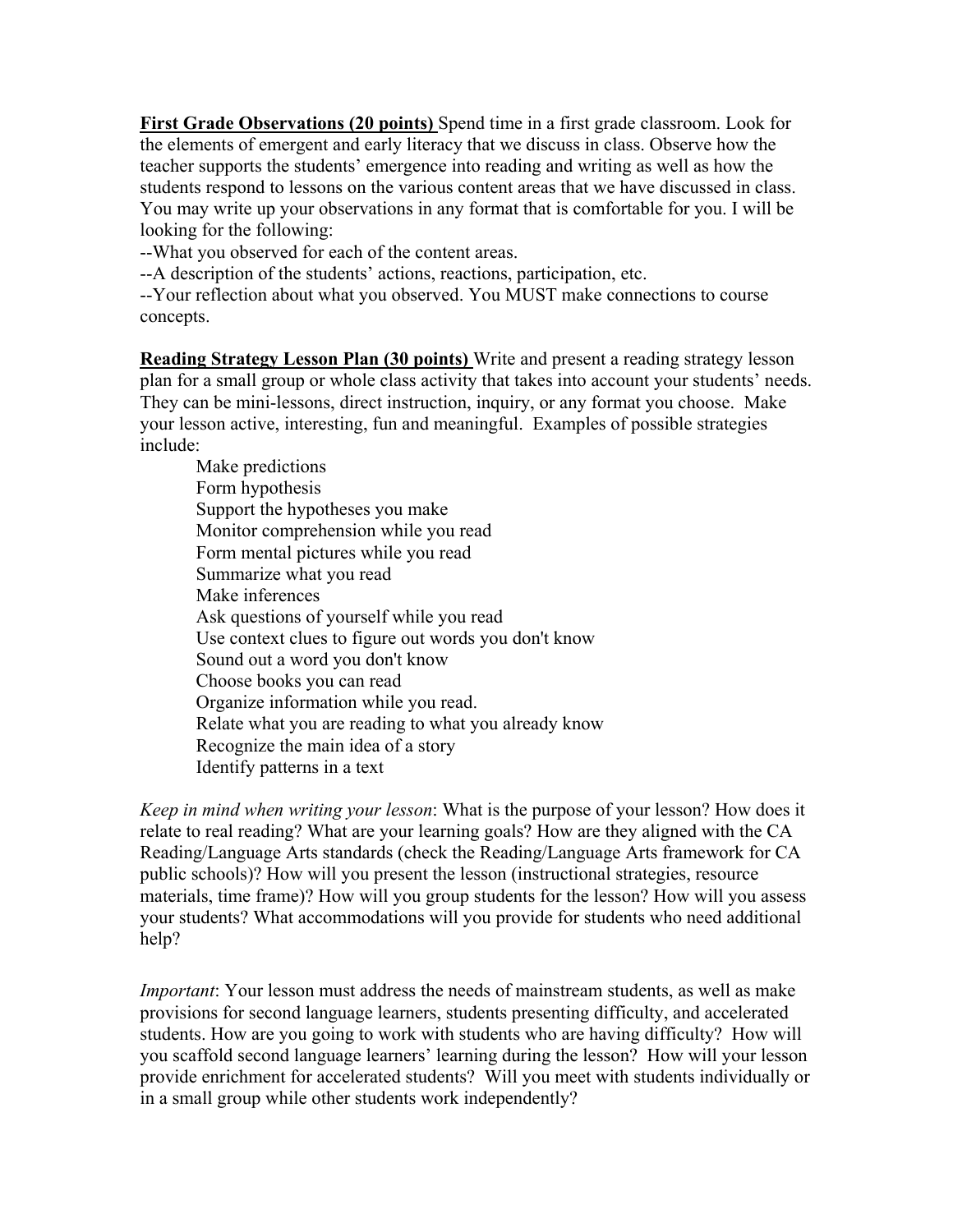**<u>First Grade Observations (20 points)</u>** Spend time in a first grade classroom. Look for the elements of emergent and early literacy that we discuss in class. Observe how the teacher supports the students' emergence into reading and writing as well as how the students respond to lessons on the various content areas that we have discussed in class. You may write up your observations in any format that is comfortable for you. I will be looking for the following:

--What you observed for each of the content areas.

--A description of the students' actions, reactions, participation, etc.

--Your reflection about what you observed. You MUST make connections to course concepts.

**<u>Reading Strategy Lesson Plan (30 points)</u>** Write and present a reading strategy lesson plan for a small group or whole class activity that takes into account your students' needs. They can be mini-lessons, direct instruction, inquiry, or any format you choose. Make your lesson active, interesting, fun and meaningful. Examples of possible strategies include:

- Make predictions
- Form hypothesis
- Support the hypotheses you make
- Monitor comprehension while you read
- Form mental pictures while you read
- Summarize what you read
- Make inferences
- Ask questions of yourself while you read
- Use context clues to figure out words you don't know
- Sound out a word you don't know
- Choose books you can read
- Organize information while you read.
- Relate what you are reading to what you already know
- Recognize the main idea of a story
- Identify patterns in a text

*Keep in mind when writing your lesson*: What is the purpose of your lesson? How does it relate to real reading? What are your learning goals? How are they aligned with the CA Reading/Language Arts standards (check the Reading/Language Arts framework for CA public schools)? How will you present the lesson (instructional strategies, resource materials, time frame)? How will you group students for the lesson? How will you assess your students? What accommodations will you provide for students who need additional help?

*Important*: Your lesson must address the needs of mainstream students, as well as make provisions for second language learners, students presenting difficulty, and accelerated students. How are you going to work with students who are having difficulty? How will you scaffold second language learners' learning during the lesson? How will your lesson provide enrichment for accelerated students? Will you meet with students individually or in a small group while other students work independently?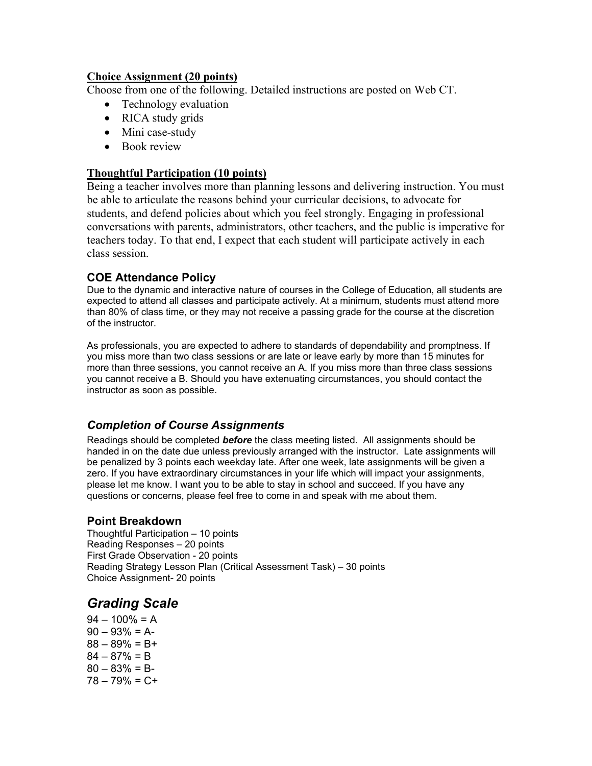**Choice Assignment (20 points)**

Choose from one of the following. Detailed instructions are posted on Web CT.

- Technology evaluation
- RICA study grids
- Mini case-study
- Book review

**Thoughtful Participation (10 points)**

Being a teacher involves more than planning lessons and delivering instruction. You must be able to articulate the reasons behind your curricular decisions, to advocate for students, and defend policies about which you feel strongly. Engaging in professional conversations with parents, administrators, other teachers, and the public is imperative for teachers today. To that end, I expect that each student will participate actively in each class session.

### COE Attendance Policy

Due to the dynamic and interactive nature of courses in the College of Education, all students are expected to attend all classes and participate actively. At a minimum, students must attend more than 80% of class time, or they may not receive a passing grade for the course at the discretion of the instructor.

As professionals, you are expected to adhere to standards of dependability and promptness. If you miss more than two class sessions or are late or leave early by more than 15 minutes for more than three sessions, you cannot receive an A. If you miss more than three class sessions you cannot receive a B. Should you have extenuating circumstances, you should contact the instructor as soon as possible.

### *Completion of Course Assignments*

Readings should be completed ***before*** the class meeting listed. All assignments should be handed in on the date due unless previously arranged with the instructor. Late assignments will be penalized by 3 points each weekday late. After one week, late assignments will be given a zero. If you have extraordinary circumstances in your life which will impact your assignments, please let me know. I want you to be able to stay in school and succeed. If you have any questions or concerns, please feel free to come in and speak with me about them.

### Point Breakdown

Thoughtful Participation – 10 points
Reading Responses – 20 points
First Grade Observation - 20 points
Reading Strategy Lesson Plan (Critical Assessment Task) – 30 points
Choice Assignment- 20 points

## *Grading Scale*

94 – 100% = A
90 – 93% = A-
88 – 89% = B+
84 – 87% = B
80 – 83% = B-
78 – 79% = C+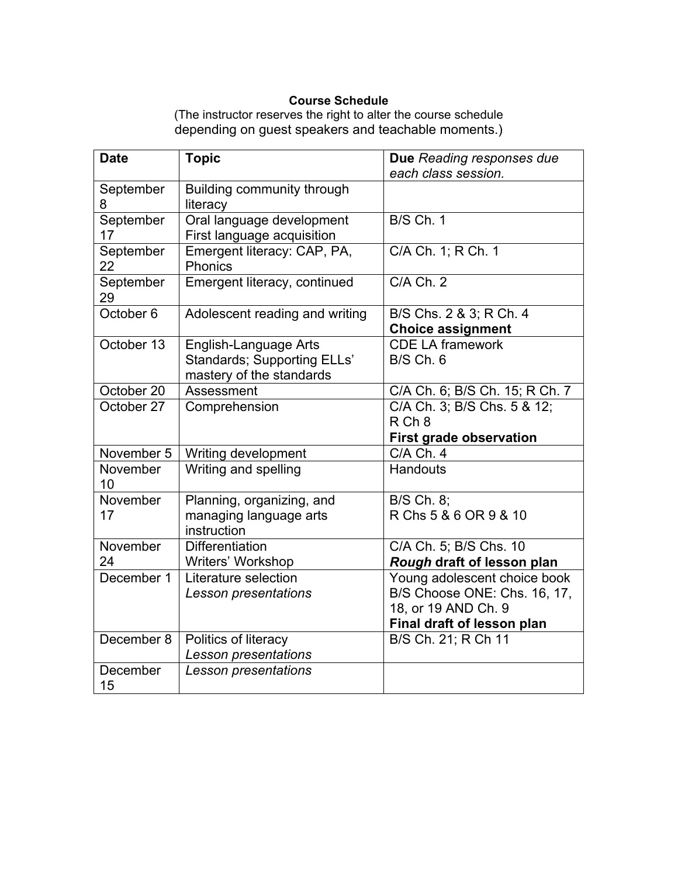**Course Schedule**

(The instructor reserves the right to alter the course schedule depending on guest speakers and teachable moments.)

| **Date** | **Topic** | **Due** *Reading responses due each class session.* |
|---|---|---|
| September 8 | Building community through literacy | |
| September 17 | Oral language development<br>First language acquisition | B/S Ch. 1 |
| September 22 | Emergent literacy: CAP, PA, Phonics | C/A Ch. 1; R Ch. 1 |
| September 29 | Emergent literacy, continued | C/A Ch. 2 |
| October 6 | Adolescent reading and writing | B/S Chs. 2 & 3; R Ch. 4<br>**Choice assignment** |
| October 13 | English-Language Arts Standards; Supporting ELLs' mastery of the standards | CDE LA framework<br>B/S Ch. 6 |
| October 20 | Assessment | C/A Ch. 6; B/S Ch. 15; R Ch. 7 |
| October 27 | Comprehension | C/A Ch. 3; B/S Chs. 5 & 12; R Ch 8<br>**First grade observation** |
| November 5 | Writing development | C/A Ch. 4 |
| November 10 | Writing and spelling | Handouts |
| November 17 | Planning, organizing, and managing language arts instruction | B/S Ch. 8;<br>R Chs 5 & 6 OR 9 & 10 |
| November 24 | Differentiation<br>Writers' Workshop | C/A Ch. 5; B/S Chs. 10<br>***Rough* draft of lesson plan** |
| December 1 | Literature selection<br>*Lesson presentations* | Young adolescent choice book<br>B/S Choose ONE: Chs. 16, 17, 18, or 19 AND Ch. 9<br>**Final draft of lesson plan** |
| December 8 | Politics of literacy<br>*Lesson presentations* | B/S Ch. 21; R Ch 11 |
| December 15 | *Lesson presentations* | |